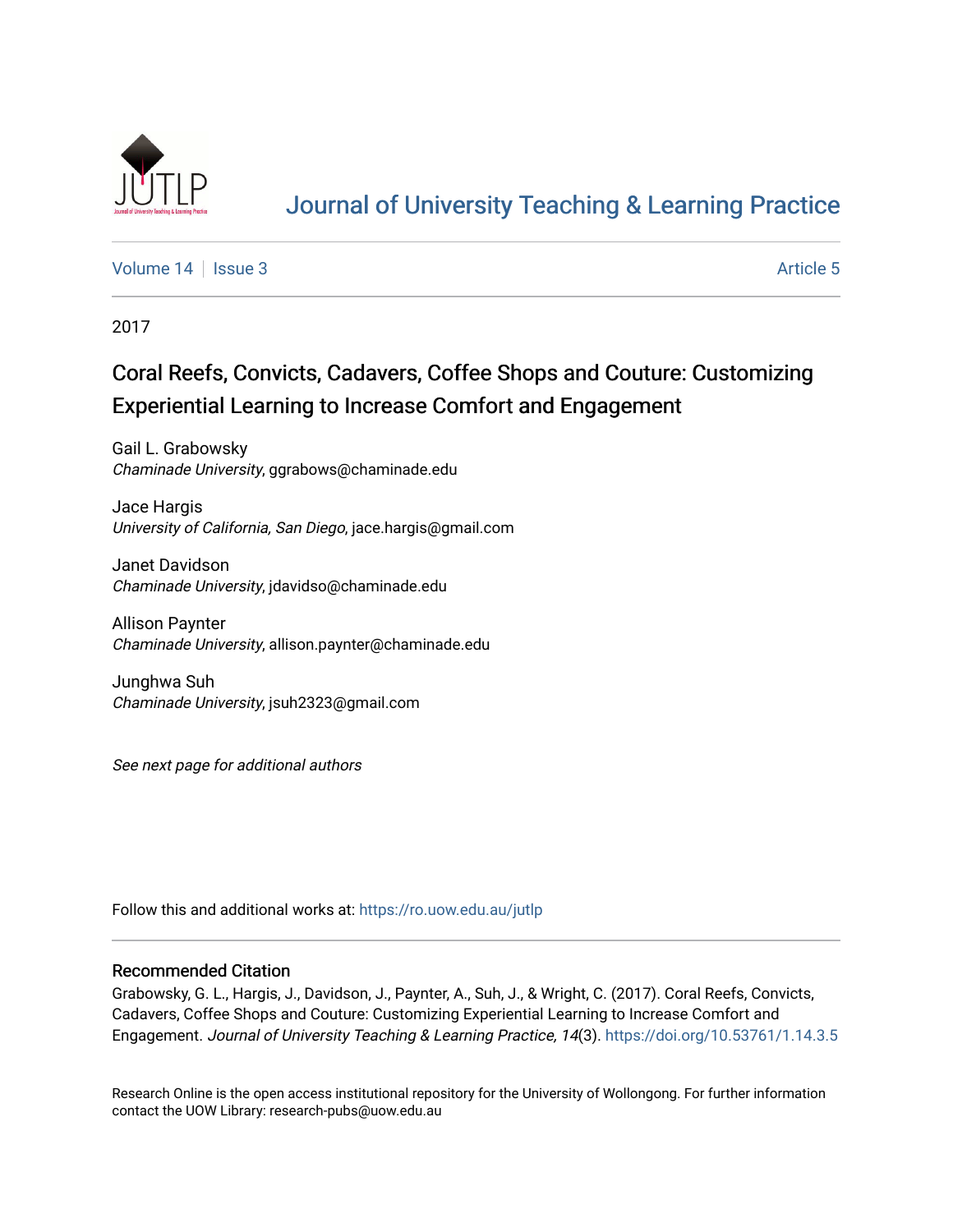# Journal of University Teaching & Learning Practice

Volume 14 | Issue 3 Article 5

2017

## Coral Reefs, Convicts, Cadavers, Coffee Shops and Couture: Customizing Experiential Learning to Increase Comfort and Engagement

Gail L. Grabowsky
*Chaminade University*, ggrabows@chaminade.edu

Jace Hargis
*University of California, San Diego*, jace.hargis@gmail.com

Janet Davidson
*Chaminade University*, jdavidso@chaminade.edu

Allison Paynter
*Chaminade University*, allison.paynter@chaminade.edu

Junghwa Suh
*Chaminade University*, jsuh2323@gmail.com

*See next page for additional authors*

Follow this and additional works at: https://ro.uow.edu.au/jutlp

### Recommended Citation

Grabowsky, G. L., Hargis, J., Davidson, J., Paynter, A., Suh, J., & Wright, C. (2017). Coral Reefs, Convicts, Cadavers, Coffee Shops and Couture: Customizing Experiential Learning to Increase Comfort and Engagement. *Journal of University Teaching & Learning Practice, 14*(3). https://doi.org/10.53761/1.14.3.5

Research Online is the open access institutional repository for the University of Wollongong. For further information contact the UOW Library: research-pubs@uow.edu.au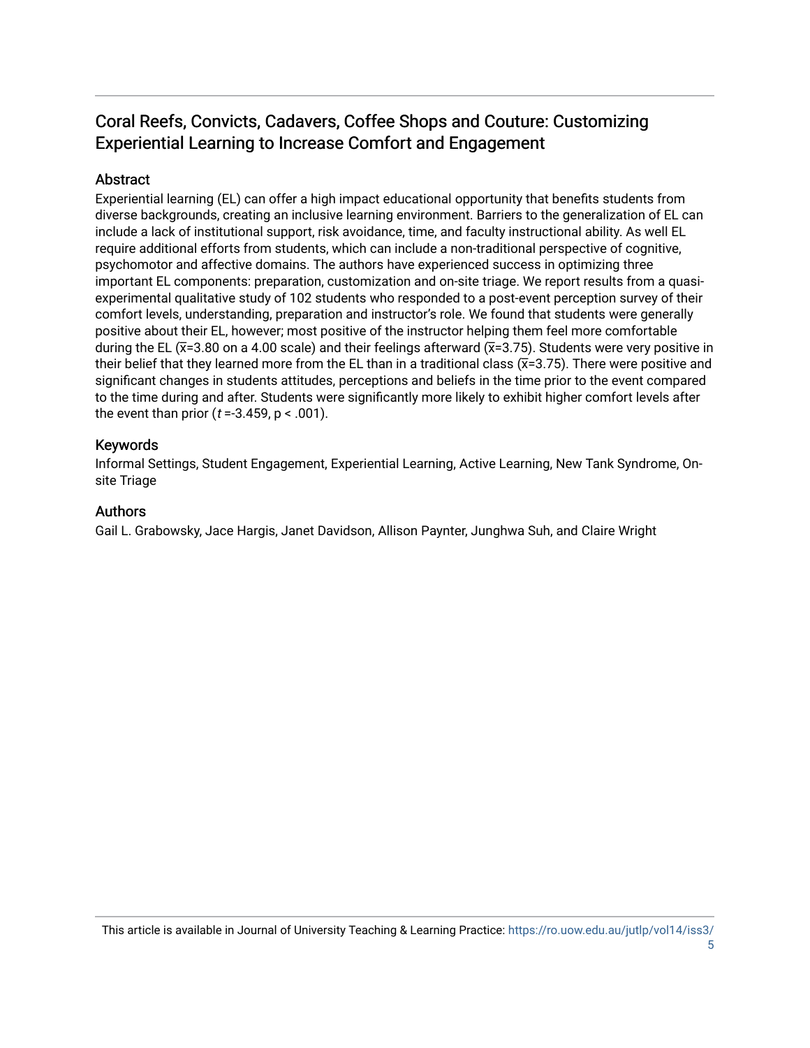## Coral Reefs, Convicts, Cadavers, Coffee Shops and Couture: Customizing Experiential Learning to Increase Comfort and Engagement

### Abstract

Experiential learning (EL) can offer a high impact educational opportunity that benefits students from diverse backgrounds, creating an inclusive learning environment. Barriers to the generalization of EL can include a lack of institutional support, risk avoidance, time, and faculty instructional ability. As well EL require additional efforts from students, which can include a non-traditional perspective of cognitive, psychomotor and affective domains. The authors have experienced success in optimizing three important EL components: preparation, customization and on-site triage. We report results from a quasi-experimental qualitative study of 102 students who responded to a post-event perception survey of their comfort levels, understanding, preparation and instructor's role. We found that students were generally positive about their EL, however; most positive of the instructor helping them feel more comfortable during the EL ($\bar{x}$=3.80 on a 4.00 scale) and their feelings afterward ($\bar{x}$=3.75). Students were very positive in their belief that they learned more from the EL than in a traditional class ($\bar{x}$=3.75). There were positive and significant changes in students attitudes, perceptions and beliefs in the time prior to the event compared to the time during and after. Students were significantly more likely to exhibit higher comfort levels after the event than prior ($t$ =-3.459, $p < .001$).

### Keywords

Informal Settings, Student Engagement, Experiential Learning, Active Learning, New Tank Syndrome, On-site Triage

### Authors

Gail L. Grabowsky, Jace Hargis, Janet Davidson, Allison Paynter, Junghwa Suh, and Claire Wright

This article is available in Journal of University Teaching & Learning Practice: https://ro.uow.edu.au/jutlp/vol14/iss3/5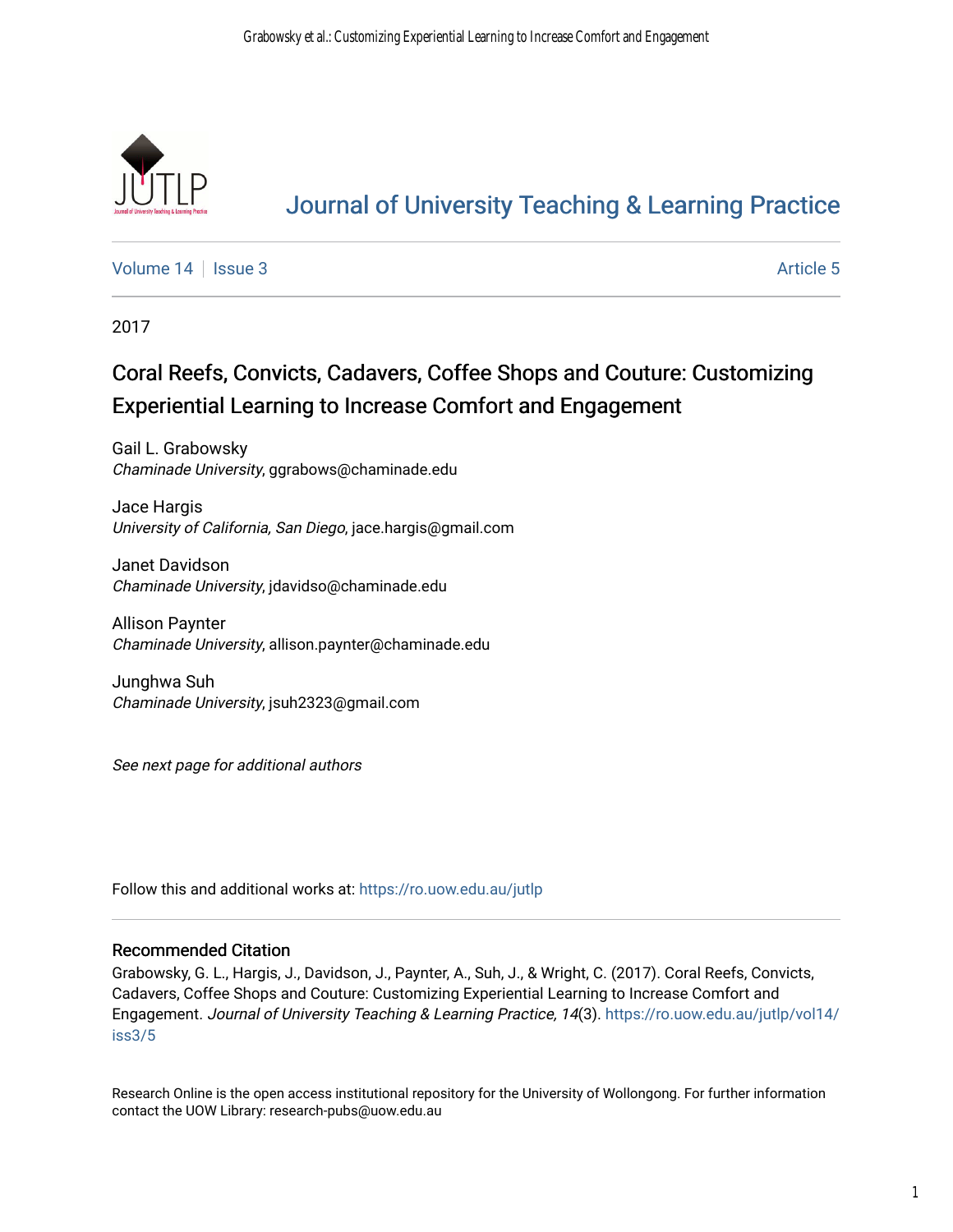# Journal of University Teaching & Learning Practice

Volume 14 | Issue 3 Article 5

2017

## Coral Reefs, Convicts, Cadavers, Coffee Shops and Couture: Customizing Experiential Learning to Increase Comfort and Engagement

Gail L. Grabowsky
*Chaminade University*, ggrabows@chaminade.edu

Jace Hargis
*University of California, San Diego*, jace.hargis@gmail.com

Janet Davidson
*Chaminade University*, jdavidso@chaminade.edu

Allison Paynter
*Chaminade University*, allison.paynter@chaminade.edu

Junghwa Suh
*Chaminade University*, jsuh2323@gmail.com

*See next page for additional authors*

Follow this and additional works at: https://ro.uow.edu.au/jutlp

### Recommended Citation

Grabowsky, G. L., Hargis, J., Davidson, J., Paynter, A., Suh, J., & Wright, C. (2017). Coral Reefs, Convicts, Cadavers, Coffee Shops and Couture: Customizing Experiential Learning to Increase Comfort and Engagement. *Journal of University Teaching & Learning Practice, 14*(3). https://ro.uow.edu.au/jutlp/vol14/iss3/5

Research Online is the open access institutional repository for the University of Wollongong. For further information contact the UOW Library: research-pubs@uow.edu.au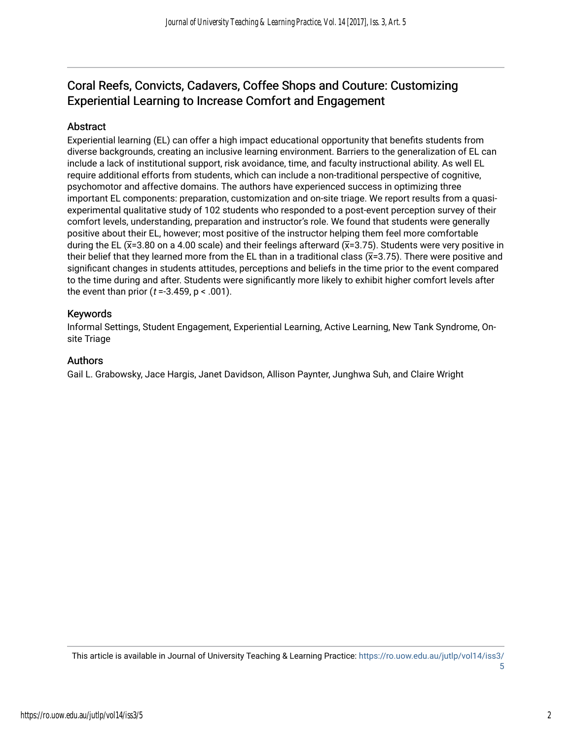# Coral Reefs, Convicts, Cadavers, Coffee Shops and Couture: Customizing Experiential Learning to Increase Comfort and Engagement

## Abstract

Experiential learning (EL) can offer a high impact educational opportunity that benefits students from diverse backgrounds, creating an inclusive learning environment. Barriers to the generalization of EL can include a lack of institutional support, risk avoidance, time, and faculty instructional ability. As well EL require additional efforts from students, which can include a non-traditional perspective of cognitive, psychomotor and affective domains. The authors have experienced success in optimizing three important EL components: preparation, customization and on-site triage. We report results from a quasi-experimental qualitative study of 102 students who responded to a post-event perception survey of their comfort levels, understanding, preparation and instructor's role. We found that students were generally positive about their EL, however; most positive of the instructor helping them feel more comfortable during the EL ($\bar{x}$=3.80 on a 4.00 scale) and their feelings afterward ($\bar{x}$=3.75). Students were very positive in their belief that they learned more from the EL than in a traditional class ($\bar{x}$=3.75). There were positive and significant changes in students attitudes, perceptions and beliefs in the time prior to the event compared to the time during and after. Students were significantly more likely to exhibit higher comfort levels after the event than prior ($t$ =-3.459, $p < .001$).

## Keywords

Informal Settings, Student Engagement, Experiential Learning, Active Learning, New Tank Syndrome, On-site Triage

## Authors

Gail L. Grabowsky, Jace Hargis, Janet Davidson, Allison Paynter, Junghwa Suh, and Claire Wright

This article is available in Journal of University Teaching & Learning Practice: https://ro.uow.edu.au/jutlp/vol14/iss3/5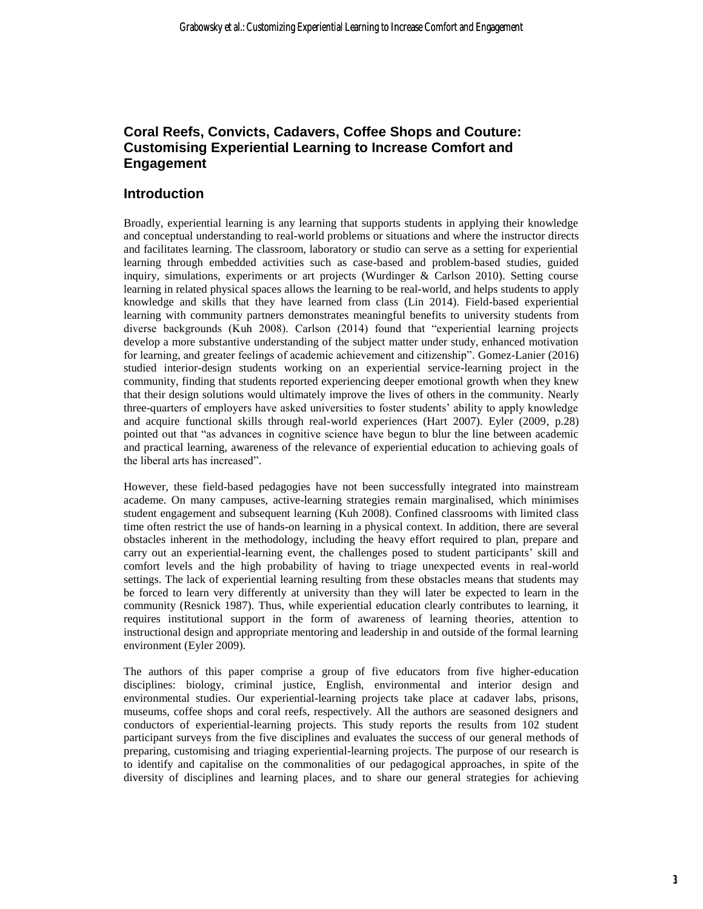# Coral Reefs, Convicts, Cadavers, Coffee Shops and Couture: Customising Experiential Learning to Increase Comfort and Engagement

## Introduction

Broadly, experiential learning is any learning that supports students in applying their knowledge and conceptual understanding to real-world problems or situations and where the instructor directs and facilitates learning. The classroom, laboratory or studio can serve as a setting for experiential learning through embedded activities such as case-based and problem-based studies, guided inquiry, simulations, experiments or art projects (Wurdinger & Carlson 2010). Setting course learning in related physical spaces allows the learning to be real-world, and helps students to apply knowledge and skills that they have learned from class (Lin 2014). Field-based experiential learning with community partners demonstrates meaningful benefits to university students from diverse backgrounds (Kuh 2008). Carlson (2014) found that "experiential learning projects develop a more substantive understanding of the subject matter under study, enhanced motivation for learning, and greater feelings of academic achievement and citizenship". Gomez-Lanier (2016) studied interior-design students working on an experiential service-learning project in the community, finding that students reported experiencing deeper emotional growth when they knew that their design solutions would ultimately improve the lives of others in the community. Nearly three-quarters of employers have asked universities to foster students' ability to apply knowledge and acquire functional skills through real-world experiences (Hart 2007). Eyler (2009, p.28) pointed out that "as advances in cognitive science have begun to blur the line between academic and practical learning, awareness of the relevance of experiential education to achieving goals of the liberal arts has increased".

However, these field-based pedagogies have not been successfully integrated into mainstream academe. On many campuses, active-learning strategies remain marginalised, which minimises student engagement and subsequent learning (Kuh 2008). Confined classrooms with limited class time often restrict the use of hands-on learning in a physical context. In addition, there are several obstacles inherent in the methodology, including the heavy effort required to plan, prepare and carry out an experiential-learning event, the challenges posed to student participants' skill and comfort levels and the high probability of having to triage unexpected events in real-world settings. The lack of experiential learning resulting from these obstacles means that students may be forced to learn very differently at university than they will later be expected to learn in the community (Resnick 1987). Thus, while experiential education clearly contributes to learning, it requires institutional support in the form of awareness of learning theories, attention to instructional design and appropriate mentoring and leadership in and outside of the formal learning environment (Eyler 2009).

The authors of this paper comprise a group of five educators from five higher-education disciplines: biology, criminal justice, English, environmental and interior design and environmental studies. Our experiential-learning projects take place at cadaver labs, prisons, museums, coffee shops and coral reefs, respectively. All the authors are seasoned designers and conductors of experiential-learning projects. This study reports the results from 102 student participant surveys from the five disciplines and evaluates the success of our general methods of preparing, customising and triaging experiential-learning projects. The purpose of our research is to identify and capitalise on the commonalities of our pedagogical approaches, in spite of the diversity of disciplines and learning places, and to share our general strategies for achieving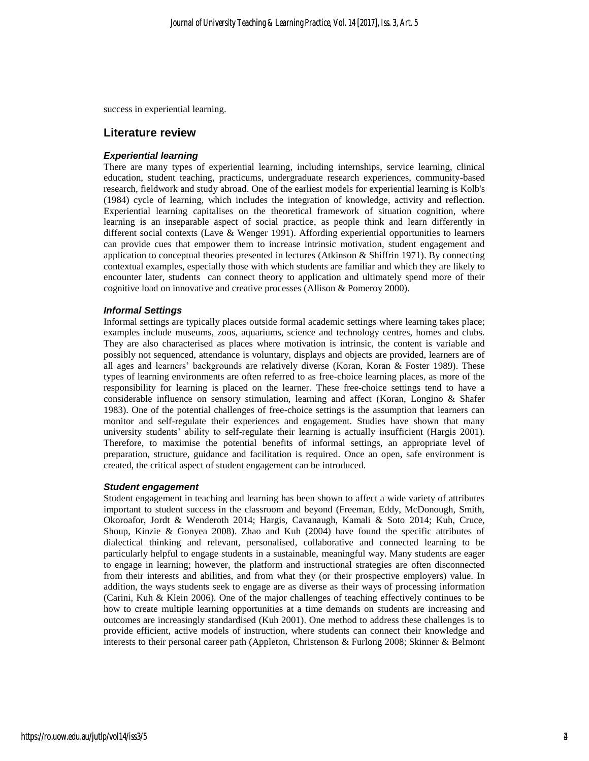success in experiential learning.

## Literature review

### *Experiential learning*

There are many types of experiential learning, including internships, service learning, clinical education, student teaching, practicums, undergraduate research experiences, community-based research, fieldwork and study abroad. One of the earliest models for experiential learning is Kolb's (1984) cycle of learning, which includes the integration of knowledge, activity and reflection. Experiential learning capitalises on the theoretical framework of situation cognition, where learning is an inseparable aspect of social practice, as people think and learn differently in different social contexts (Lave & Wenger 1991). Affording experiential opportunities to learners can provide cues that empower them to increase intrinsic motivation, student engagement and application to conceptual theories presented in lectures (Atkinson & Shiffrin 1971). By connecting contextual examples, especially those with which students are familiar and which they are likely to encounter later, students can connect theory to application and ultimately spend more of their cognitive load on innovative and creative processes (Allison & Pomeroy 2000).

### *Informal Settings*

Informal settings are typically places outside formal academic settings where learning takes place; examples include museums, zoos, aquariums, science and technology centres, homes and clubs. They are also characterised as places where motivation is intrinsic, the content is variable and possibly not sequenced, attendance is voluntary, displays and objects are provided, learners are of all ages and learners' backgrounds are relatively diverse (Koran, Koran & Foster 1989). These types of learning environments are often referred to as free-choice learning places, as more of the responsibility for learning is placed on the learner. These free-choice settings tend to have a considerable influence on sensory stimulation, learning and affect (Koran, Longino & Shafer 1983). One of the potential challenges of free-choice settings is the assumption that learners can monitor and self-regulate their experiences and engagement. Studies have shown that many university students' ability to self-regulate their learning is actually insufficient (Hargis 2001). Therefore, to maximise the potential benefits of informal settings, an appropriate level of preparation, structure, guidance and facilitation is required. Once an open, safe environment is created, the critical aspect of student engagement can be introduced.

### *Student engagement*

Student engagement in teaching and learning has been shown to affect a wide variety of attributes important to student success in the classroom and beyond (Freeman, Eddy, McDonough, Smith, Okoroafor, Jordt & Wenderoth 2014; Hargis, Cavanaugh, Kamali & Soto 2014; Kuh, Cruce, Shoup, Kinzie & Gonyea 2008). Zhao and Kuh (2004) have found the specific attributes of dialectical thinking and relevant, personalised, collaborative and connected learning to be particularly helpful to engage students in a sustainable, meaningful way. Many students are eager to engage in learning; however, the platform and instructional strategies are often disconnected from their interests and abilities, and from what they (or their prospective employers) value. In addition, the ways students seek to engage are as diverse as their ways of processing information (Carini, Kuh & Klein 2006). One of the major challenges of teaching effectively continues to be how to create multiple learning opportunities at a time demands on students are increasing and outcomes are increasingly standardised (Kuh 2001). One method to address these challenges is to provide efficient, active models of instruction, where students can connect their knowledge and interests to their personal career path (Appleton, Christenson & Furlong 2008; Skinner & Belmont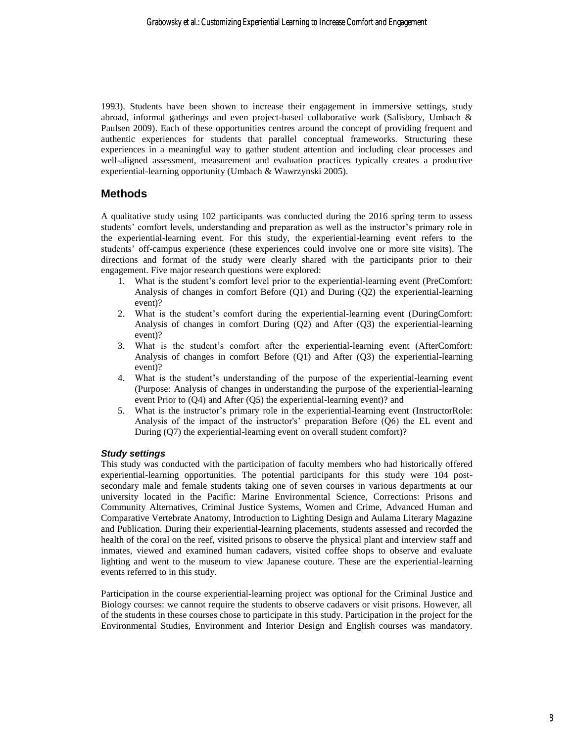1993). Students have been shown to increase their engagement in immersive settings, study abroad, informal gatherings and even project-based collaborative work (Salisbury, Umbach & Paulsen 2009). Each of these opportunities centres around the concept of providing frequent and authentic experiences for students that parallel conceptual frameworks. Structuring these experiences in a meaningful way to gather student attention and including clear processes and well-aligned assessment, measurement and evaluation practices typically creates a productive experiential-learning opportunity (Umbach & Wawrzynski 2005).

## Methods

A qualitative study using 102 participants was conducted during the 2016 spring term to assess students' comfort levels, understanding and preparation as well as the instructor's primary role in the experiential-learning event. For this study, the experiential-learning event refers to the students' off-campus experience (these experiences could involve one or more site visits). The directions and format of the study were clearly shared with the participants prior to their engagement. Five major research questions were explored:

1. What is the student's comfort level prior to the experiential-learning event (PreComfort: Analysis of changes in comfort Before (Q1) and During (Q2) the experiential-learning event)?
2. What is the student's comfort during the experiential-learning event (DuringComfort: Analysis of changes in comfort During (Q2) and After (Q3) the experiential-learning event)?
3. What is the student's comfort after the experiential-learning event (AfterComfort: Analysis of changes in comfort Before (Q1) and After (Q3) the experiential-learning event)?
4. What is the student's understanding of the purpose of the experiential-learning event (Purpose: Analysis of changes in understanding the purpose of the experiential-learning event Prior to (Q4) and After (Q5) the experiential-learning event)? and
5. What is the instructor's primary role in the experiential-learning event (InstructorRole: Analysis of the impact of the instructor's' preparation Before (Q6) the EL event and During (Q7) the experiential-learning event on overall student comfort)?

### *Study settings*

This study was conducted with the participation of faculty members who had historically offered experiential-learning opportunities. The potential participants for this study were 104 post-secondary male and female students taking one of seven courses in various departments at our university located in the Pacific: Marine Environmental Science, Corrections: Prisons and Community Alternatives, Criminal Justice Systems, Women and Crime, Advanced Human and Comparative Vertebrate Anatomy, Introduction to Lighting Design and Aulama Literary Magazine and Publication. During their experiential-learning placements, students assessed and recorded the health of the coral on the reef, visited prisons to observe the physical plant and interview staff and inmates, viewed and examined human cadavers, visited coffee shops to observe and evaluate lighting and went to the museum to view Japanese couture. These are the experiential-learning events referred to in this study.

Participation in the course experiential-learning project was optional for the Criminal Justice and Biology courses: we cannot require the students to observe cadavers or visit prisons. However, all of the students in these courses chose to participate in this study. Participation in the project for the Environmental Studies, Environment and Interior Design and English courses was mandatory.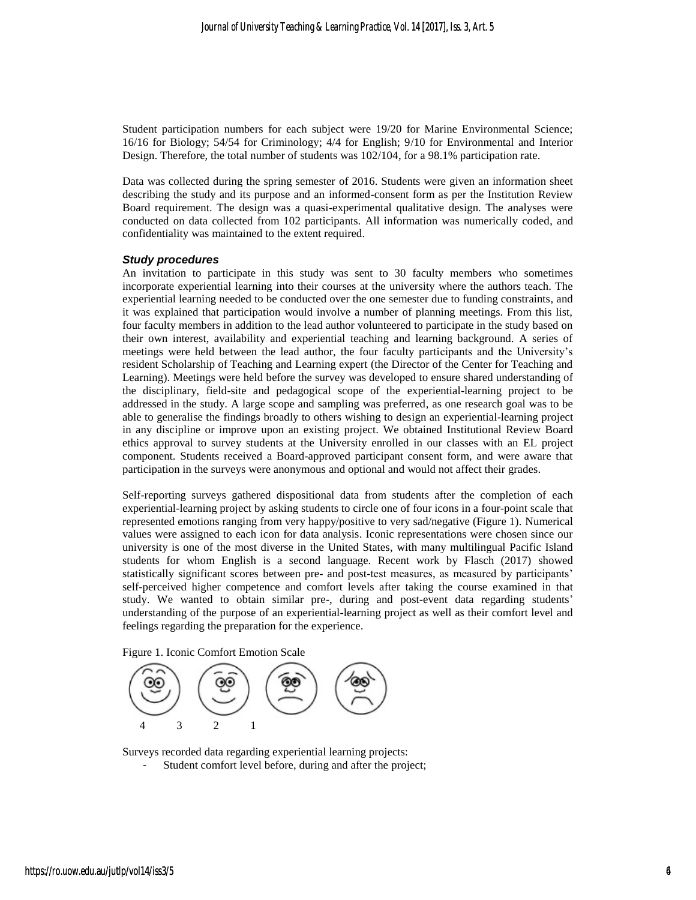Student participation numbers for each subject were 19/20 for Marine Environmental Science; 16/16 for Biology; 54/54 for Criminology; 4/4 for English; 9/10 for Environmental and Interior Design. Therefore, the total number of students was 102/104, for a 98.1% participation rate.

Data was collected during the spring semester of 2016. Students were given an information sheet describing the study and its purpose and an informed-consent form as per the Institution Review Board requirement. The design was a quasi-experimental qualitative design. The analyses were conducted on data collected from 102 participants. All information was numerically coded, and confidentiality was maintained to the extent required.

### *Study procedures*

An invitation to participate in this study was sent to 30 faculty members who sometimes incorporate experiential learning into their courses at the university where the authors teach. The experiential learning needed to be conducted over the one semester due to funding constraints, and it was explained that participation would involve a number of planning meetings. From this list, four faculty members in addition to the lead author volunteered to participate in the study based on their own interest, availability and experiential teaching and learning background. A series of meetings were held between the lead author, the four faculty participants and the University's resident Scholarship of Teaching and Learning expert (the Director of the Center for Teaching and Learning). Meetings were held before the survey was developed to ensure shared understanding of the disciplinary, field-site and pedagogical scope of the experiential-learning project to be addressed in the study. A large scope and sampling was preferred, as one research goal was to be able to generalise the findings broadly to others wishing to design an experiential-learning project in any discipline or improve upon an existing project. We obtained Institutional Review Board ethics approval to survey students at the University enrolled in our classes with an EL project component. Students received a Board-approved participant consent form, and were aware that participation in the surveys were anonymous and optional and would not affect their grades.

Self-reporting surveys gathered dispositional data from students after the completion of each experiential-learning project by asking students to circle one of four icons in a four-point scale that represented emotions ranging from very happy/positive to very sad/negative (Figure 1). Numerical values were assigned to each icon for data analysis. Iconic representations were chosen since our university is one of the most diverse in the United States, with many multilingual Pacific Island students for whom English is a second language. Recent work by Flasch (2017) showed statistically significant scores between pre- and post-test measures, as measured by participants' self-perceived higher competence and comfort levels after taking the course examined in that study. We wanted to obtain similar pre-, during and post-event data regarding students' understanding of the purpose of an experiential-learning project as well as their comfort level and feelings regarding the preparation for the experience.

Figure 1. Iconic Comfort Emotion Scale

4 3 2 1

Surveys recorded data regarding experiential learning projects:

- Student comfort level before, during and after the project;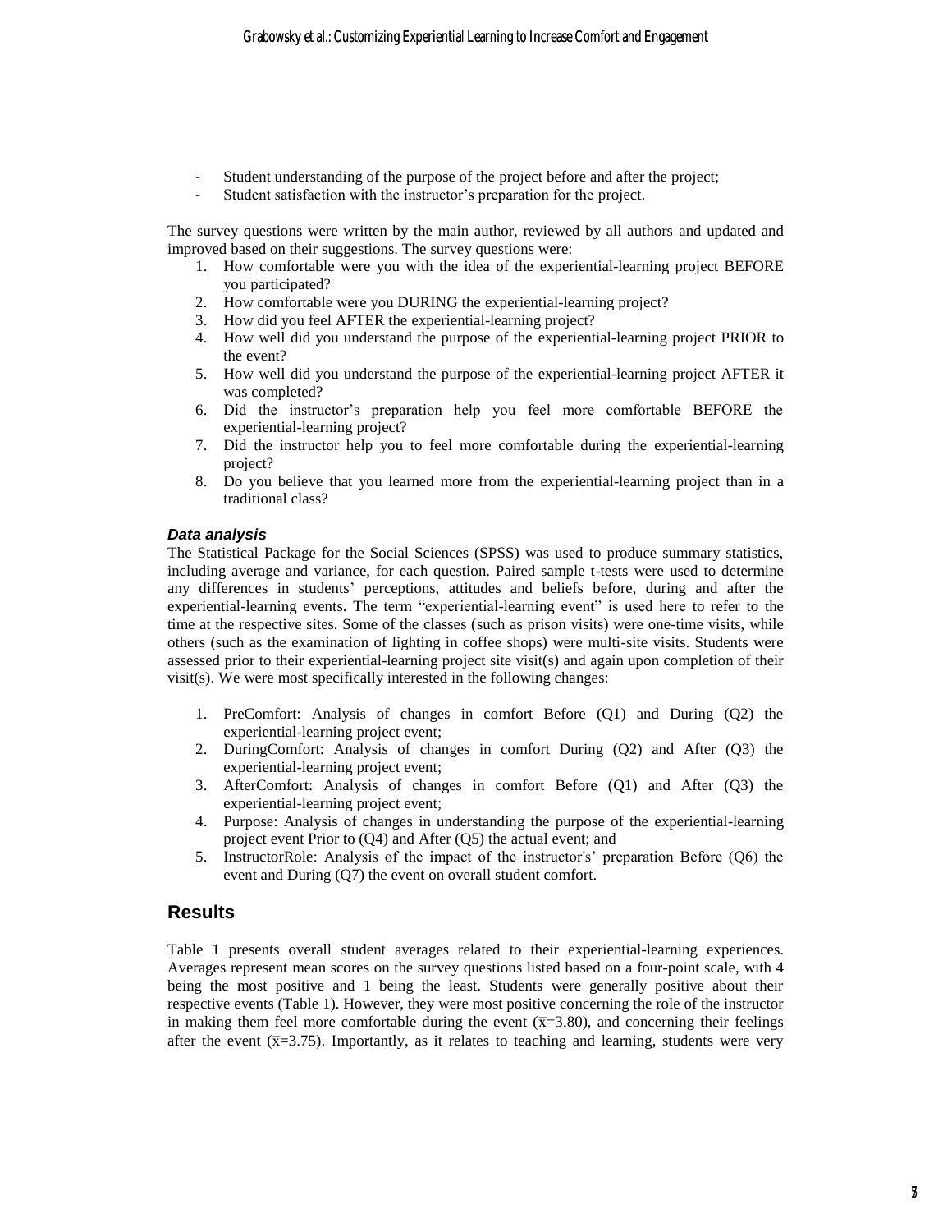- Student understanding of the purpose of the project before and after the project;
- Student satisfaction with the instructor's preparation for the project.

The survey questions were written by the main author, reviewed by all authors and updated and improved based on their suggestions. The survey questions were:

1. How comfortable were you with the idea of the experiential-learning project BEFORE you participated?
2. How comfortable were you DURING the experiential-learning project?
3. How did you feel AFTER the experiential-learning project?
4. How well did you understand the purpose of the experiential-learning project PRIOR to the event?
5. How well did you understand the purpose of the experiential-learning project AFTER it was completed?
6. Did the instructor's preparation help you feel more comfortable BEFORE the experiential-learning project?
7. Did the instructor help you to feel more comfortable during the experiential-learning project?
8. Do you believe that you learned more from the experiential-learning project than in a traditional class?

#### *Data analysis*

The Statistical Package for the Social Sciences (SPSS) was used to produce summary statistics, including average and variance, for each question. Paired sample t-tests were used to determine any differences in students' perceptions, attitudes and beliefs before, during and after the experiential-learning events. The term "experiential-learning event" is used here to refer to the time at the respective sites. Some of the classes (such as prison visits) were one-time visits, while others (such as the examination of lighting in coffee shops) were multi-site visits. Students were assessed prior to their experiential-learning project site visit(s) and again upon completion of their visit(s). We were most specifically interested in the following changes:

1. PreComfort: Analysis of changes in comfort Before (Q1) and During (Q2) the experiential-learning project event;
2. DuringComfort: Analysis of changes in comfort During (Q2) and After (Q3) the experiential-learning project event;
3. AfterComfort: Analysis of changes in comfort Before (Q1) and After (Q3) the experiential-learning project event;
4. Purpose: Analysis of changes in understanding the purpose of the experiential-learning project event Prior to (Q4) and After (Q5) the actual event; and
5. InstructorRole: Analysis of the impact of the instructor's' preparation Before (Q6) the event and During (Q7) the event on overall student comfort.

## Results

Table 1 presents overall student averages related to their experiential-learning experiences. Averages represent mean scores on the survey questions listed based on a four-point scale, with 4 being the most positive and 1 being the least. Students were generally positive about their respective events (Table 1). However, they were most positive concerning the role of the instructor in making them feel more comfortable during the event ($\bar{x}$=3.80), and concerning their feelings after the event ($\bar{x}$=3.75). Importantly, as it relates to teaching and learning, students were very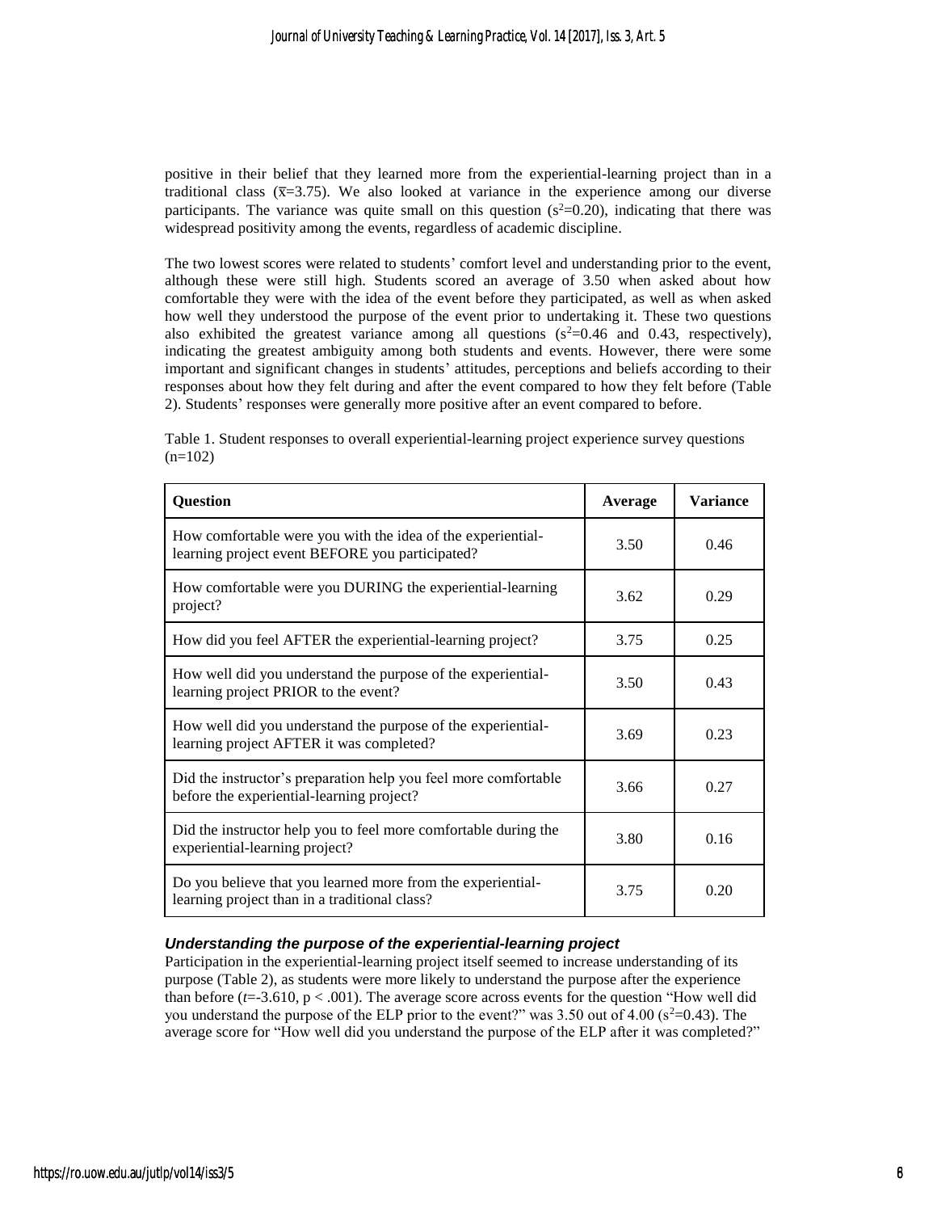positive in their belief that they learned more from the experiential-learning project than in a traditional class ($\bar{x}$=3.75). We also looked at variance in the experience among our diverse participants. The variance was quite small on this question ($s^2$=0.20), indicating that there was widespread positivity among the events, regardless of academic discipline.

The two lowest scores were related to students' comfort level and understanding prior to the event, although these were still high. Students scored an average of 3.50 when asked about how comfortable they were with the idea of the event before they participated, as well as when asked how well they understood the purpose of the event prior to undertaking it. These two questions also exhibited the greatest variance among all questions ($s^2$=0.46 and 0.43, respectively), indicating the greatest ambiguity among both students and events. However, there were some important and significant changes in students' attitudes, perceptions and beliefs according to their responses about how they felt during and after the event compared to how they felt before (Table 2). Students' responses were generally more positive after an event compared to before.

Table 1. Student responses to overall experiential-learning project experience survey questions (n=102)

| Question | Average | Variance |
|---|---|---|
| How comfortable were you with the idea of the experiential-learning project event BEFORE you participated? | 3.50 | 0.46 |
| How comfortable were you DURING the experiential-learning project? | 3.62 | 0.29 |
| How did you feel AFTER the experiential-learning project? | 3.75 | 0.25 |
| How well did you understand the purpose of the experiential-learning project PRIOR to the event? | 3.50 | 0.43 |
| How well did you understand the purpose of the experiential-learning project AFTER it was completed? | 3.69 | 0.23 |
| Did the instructor's preparation help you feel more comfortable before the experiential-learning project? | 3.66 | 0.27 |
| Did the instructor help you to feel more comfortable during the experiential-learning project? | 3.80 | 0.16 |
| Do you believe that you learned more from the experiential-learning project than in a traditional class? | 3.75 | 0.20 |

### *Understanding the purpose of the experiential-learning project*

Participation in the experiential-learning project itself seemed to increase understanding of its purpose (Table 2), as students were more likely to understand the purpose after the experience than before ($t$=-3.610, $p < .001$). The average score across events for the question "How well did you understand the purpose of the ELP prior to the event?" was 3.50 out of 4.00 ($s^2$=0.43). The average score for "How well did you understand the purpose of the ELP after it was completed?"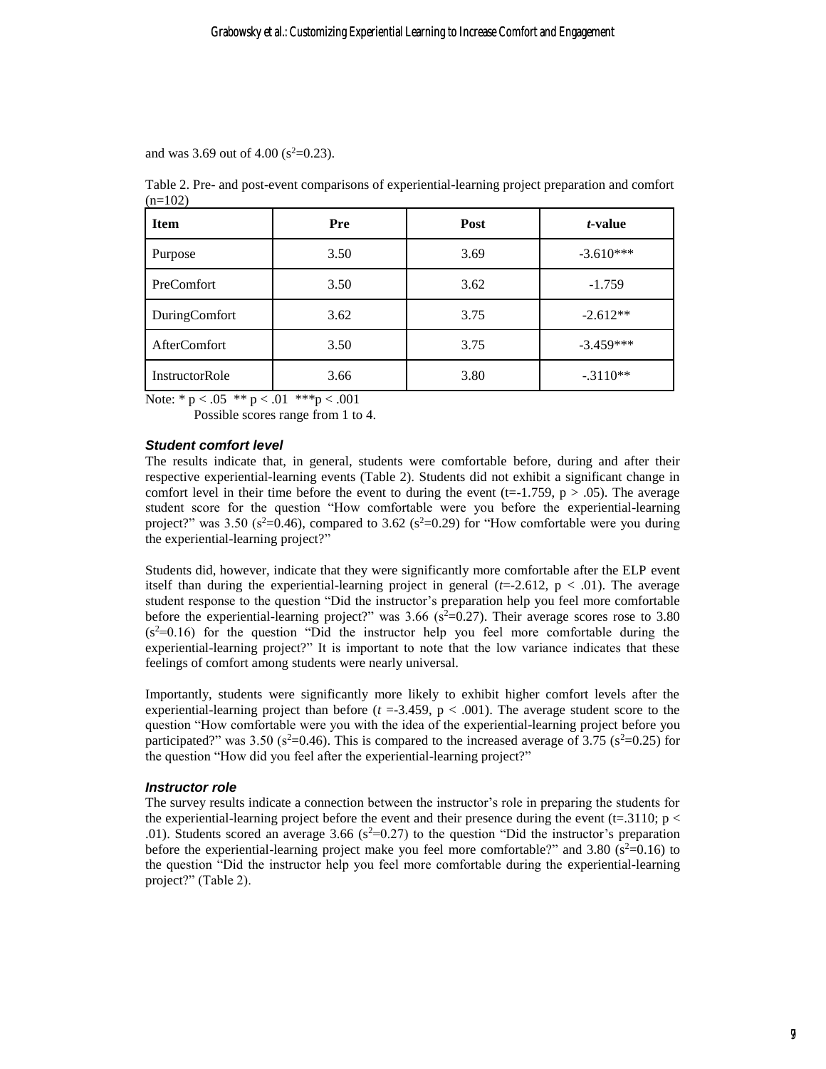and was 3.69 out of 4.00 ($s^2$=0.23).

Table 2. Pre- and post-event comparisons of experiential-learning project preparation and comfort (n=102)

| Item | Pre | Post | *t*-value |
|---|---|---|---|
| Purpose | 3.50 | 3.69 | -3.610*** |
| PreComfort | 3.50 | 3.62 | -1.759 |
| DuringComfort | 3.62 | 3.75 | -2.612** |
| AfterComfort | 3.50 | 3.75 | -3.459*** |
| InstructorRole | 3.66 | 3.80 | -.3110** |

Note: * $p < .05$ ** $p < .01$ *** $p < .001$

Possible scores range from 1 to 4.

### *Student comfort level*

The results indicate that, in general, students were comfortable before, during and after their respective experiential-learning events (Table 2). Students did not exhibit a significant change in comfort level in their time before the event to during the event ($t$=-1.759, $p > .05$). The average student score for the question "How comfortable were you before the experiential-learning project?" was 3.50 ($s^2$=0.46), compared to 3.62 ($s^2$=0.29) for "How comfortable were you during the experiential-learning project?"

Students did, however, indicate that they were significantly more comfortable after the ELP event itself than during the experiential-learning project in general ($t$=-2.612, $p < .01$). The average student response to the question "Did the instructor's preparation help you feel more comfortable before the experiential-learning project?" was 3.66 ($s^2$=0.27). Their average scores rose to 3.80 ($s^2$=0.16) for the question "Did the instructor help you feel more comfortable during the experiential-learning project?" It is important to note that the low variance indicates that these feelings of comfort among students were nearly universal.

Importantly, students were significantly more likely to exhibit higher comfort levels after the experiential-learning project than before ($t$ =-3.459, $p < .001$). The average student score to the question "How comfortable were you with the idea of the experiential-learning project before you participated?" was 3.50 ($s^2$=0.46). This is compared to the increased average of 3.75 ($s^2$=0.25) for the question "How did you feel after the experiential-learning project?"

### *Instructor role*

The survey results indicate a connection between the instructor's role in preparing the students for the experiential-learning project before the event and their presence during the event ($t$=.3110; $p < .01$). Students scored an average 3.66 ($s^2$=0.27) to the question "Did the instructor's preparation before the experiential-learning project make you feel more comfortable?" and 3.80 ($s^2$=0.16) to the question "Did the instructor help you feel more comfortable during the experiential-learning project?" (Table 2).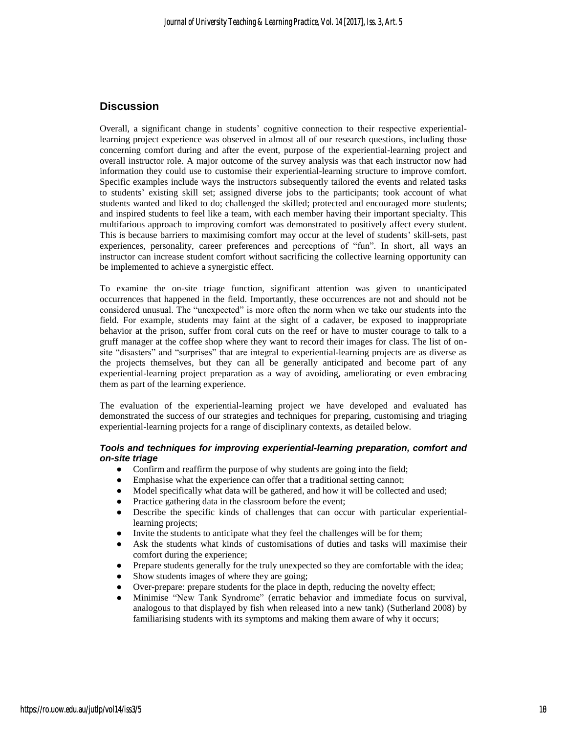## Discussion

Overall, a significant change in students' cognitive connection to their respective experiential-learning project experience was observed in almost all of our research questions, including those concerning comfort during and after the event, purpose of the experiential-learning project and overall instructor role. A major outcome of the survey analysis was that each instructor now had information they could use to customise their experiential-learning structure to improve comfort. Specific examples include ways the instructors subsequently tailored the events and related tasks to students' existing skill set; assigned diverse jobs to the participants; took account of what students wanted and liked to do; challenged the skilled; protected and encouraged more students; and inspired students to feel like a team, with each member having their important specialty. This multifarious approach to improving comfort was demonstrated to positively affect every student. This is because barriers to maximising comfort may occur at the level of students' skill-sets, past experiences, personality, career preferences and perceptions of "fun". In short, all ways an instructor can increase student comfort without sacrificing the collective learning opportunity can be implemented to achieve a synergistic effect.

To examine the on-site triage function, significant attention was given to unanticipated occurrences that happened in the field. Importantly, these occurrences are not and should not be considered unusual. The "unexpected" is more often the norm when we take our students into the field. For example, students may faint at the sight of a cadaver, be exposed to inappropriate behavior at the prison, suffer from coral cuts on the reef or have to muster courage to talk to a gruff manager at the coffee shop where they want to record their images for class. The list of on-site "disasters" and "surprises" that are integral to experiential-learning projects are as diverse as the projects themselves, but they can all be generally anticipated and become part of any experiential-learning project preparation as a way of avoiding, ameliorating or even embracing them as part of the learning experience.

The evaluation of the experiential-learning project we have developed and evaluated has demonstrated the success of our strategies and techniques for preparing, customising and triaging experiential-learning projects for a range of disciplinary contexts, as detailed below.

### *Tools and techniques for improving experiential-learning preparation, comfort and on-site triage*

- Confirm and reaffirm the purpose of why students are going into the field;
- Emphasise what the experience can offer that a traditional setting cannot;
- Model specifically what data will be gathered, and how it will be collected and used;
- Practice gathering data in the classroom before the event;
- Describe the specific kinds of challenges that can occur with particular experiential-learning projects;
- Invite the students to anticipate what they feel the challenges will be for them;
- Ask the students what kinds of customisations of duties and tasks will maximise their comfort during the experience;
- Prepare students generally for the truly unexpected so they are comfortable with the idea;
- Show students images of where they are going;
- Over-prepare: prepare students for the place in depth, reducing the novelty effect;
- Minimise "New Tank Syndrome" (erratic behavior and immediate focus on survival, analogous to that displayed by fish when released into a new tank) (Sutherland 2008) by familiarising students with its symptoms and making them aware of why it occurs;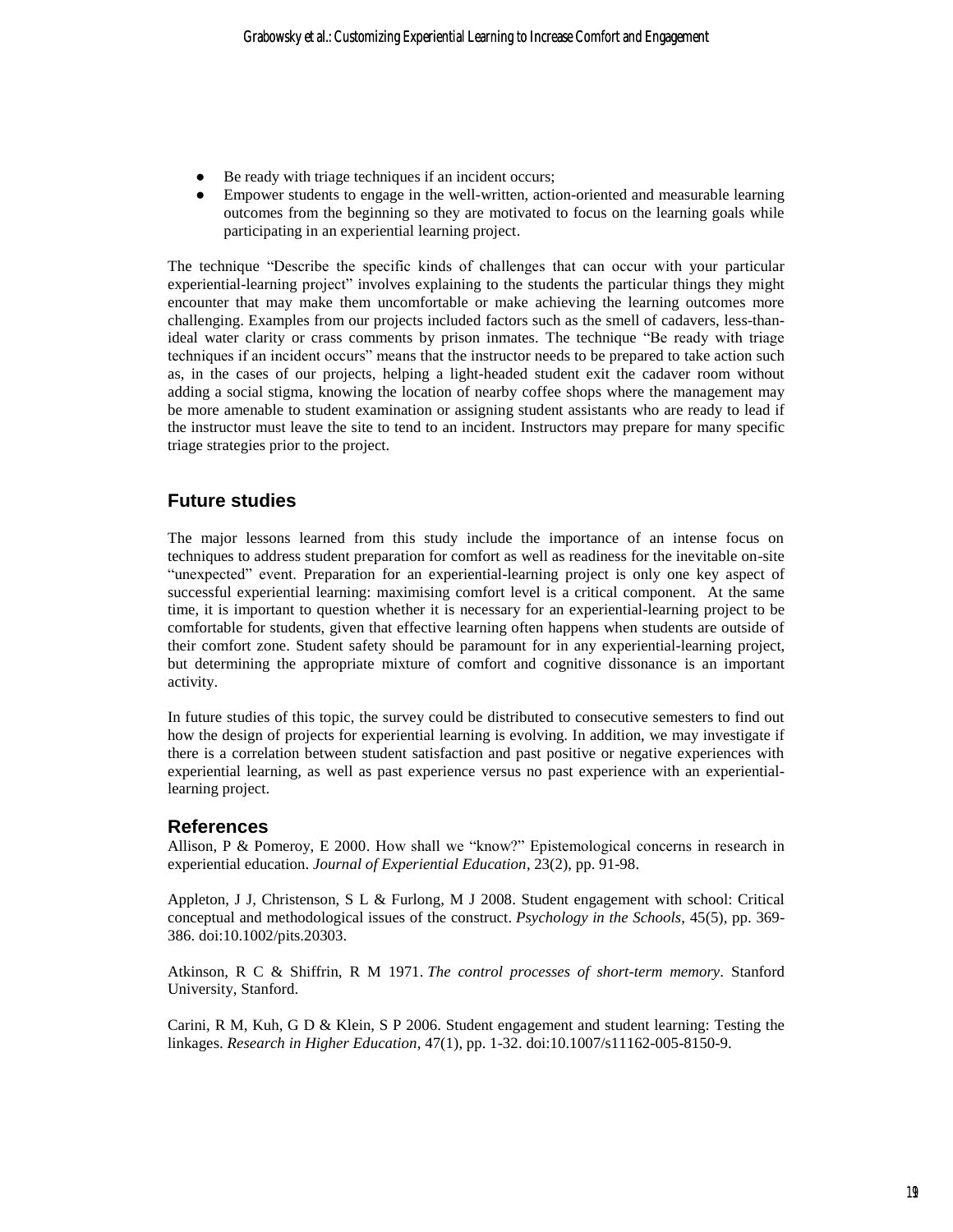- Be ready with triage techniques if an incident occurs;
- Empower students to engage in the well-written, action-oriented and measurable learning outcomes from the beginning so they are motivated to focus on the learning goals while participating in an experiential learning project.

The technique "Describe the specific kinds of challenges that can occur with your particular experiential-learning project" involves explaining to the students the particular things they might encounter that may make them uncomfortable or make achieving the learning outcomes more challenging. Examples from our projects included factors such as the smell of cadavers, less-than-ideal water clarity or crass comments by prison inmates. The technique "Be ready with triage techniques if an incident occurs" means that the instructor needs to be prepared to take action such as, in the cases of our projects, helping a light-headed student exit the cadaver room without adding a social stigma, knowing the location of nearby coffee shops where the management may be more amenable to student examination or assigning student assistants who are ready to lead if the instructor must leave the site to tend to an incident. Instructors may prepare for many specific triage strategies prior to the project.

## Future studies

The major lessons learned from this study include the importance of an intense focus on techniques to address student preparation for comfort as well as readiness for the inevitable on-site "unexpected" event. Preparation for an experiential-learning project is only one key aspect of successful experiential learning: maximising comfort level is a critical component. At the same time, it is important to question whether it is necessary for an experiential-learning project to be comfortable for students, given that effective learning often happens when students are outside of their comfort zone. Student safety should be paramount for in any experiential-learning project, but determining the appropriate mixture of comfort and cognitive dissonance is an important activity.

In future studies of this topic, the survey could be distributed to consecutive semesters to find out how the design of projects for experiential learning is evolving. In addition, we may investigate if there is a correlation between student satisfaction and past positive or negative experiences with experiential learning, as well as past experience versus no past experience with an experiential-learning project.

## References

Allison, P & Pomeroy, E 2000. How shall we "know?" Epistemological concerns in research in experiential education. *Journal of Experiential Education*, 23(2), pp. 91-98.

Appleton, J J, Christenson, S L & Furlong, M J 2008. Student engagement with school: Critical conceptual and methodological issues of the construct. *Psychology in the Schools*, 45(5), pp. 369-386. doi:10.1002/pits.20303.

Atkinson, R C & Shiffrin, R M 1971. *The control processes of short-term memory*. Stanford University, Stanford.

Carini, R M, Kuh, G D & Klein, S P 2006. Student engagement and student learning: Testing the linkages. *Research in Higher Education*, 47(1), pp. 1-32. doi:10.1007/s11162-005-8150-9.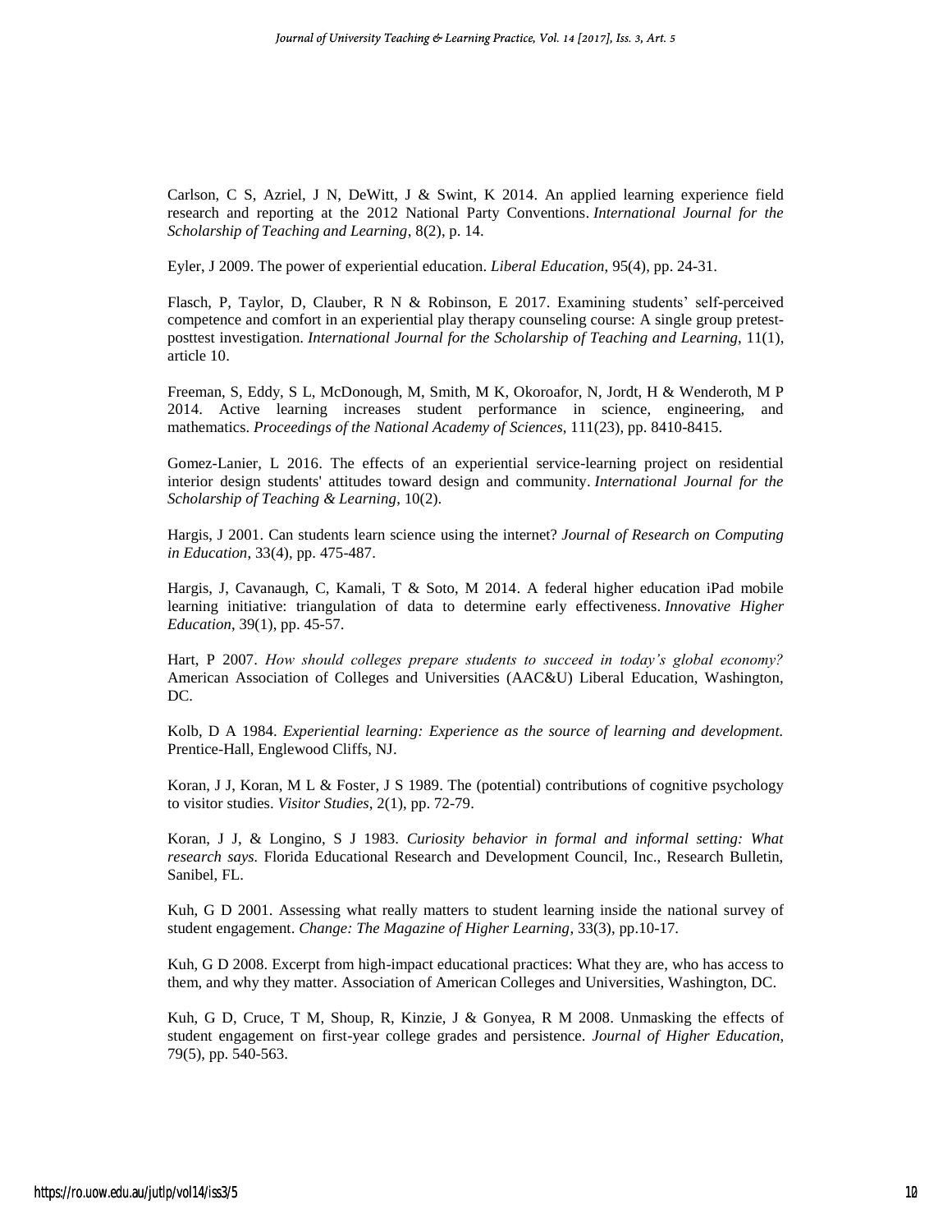Carlson, C S, Azriel, J N, DeWitt, J & Swint, K 2014. An applied learning experience field research and reporting at the 2012 National Party Conventions. *International Journal for the Scholarship of Teaching and Learning*, 8(2), p. 14.

Eyler, J 2009. The power of experiential education. *Liberal Education*, 95(4), pp. 24-31.

Flasch, P, Taylor, D, Clauber, R N & Robinson, E 2017. Examining students' self-perceived competence and comfort in an experiential play therapy counseling course: A single group pretest-posttest investigation. *International Journal for the Scholarship of Teaching and Learning*, 11(1), article 10.

Freeman, S, Eddy, S L, McDonough, M, Smith, M K, Okoroafor, N, Jordt, H & Wenderoth, M P 2014. Active learning increases student performance in science, engineering, and mathematics. *Proceedings of the National Academy of Sciences*, 111(23), pp. 8410-8415.

Gomez-Lanier, L 2016. The effects of an experiential service-learning project on residential interior design students' attitudes toward design and community. *International Journal for the Scholarship of Teaching & Learning*, 10(2).

Hargis, J 2001. Can students learn science using the internet? *Journal of Research on Computing in Education*, 33(4), pp. 475-487.

Hargis, J, Cavanaugh, C, Kamali, T & Soto, M 2014. A federal higher education iPad mobile learning initiative: triangulation of data to determine early effectiveness. *Innovative Higher Education*, 39(1), pp. 45-57.

Hart, P 2007. *How should colleges prepare students to succeed in today's global economy?* American Association of Colleges and Universities (AAC&U) Liberal Education, Washington, DC.

Kolb, D A 1984. *Experiential learning: Experience as the source of learning and development.* Prentice-Hall, Englewood Cliffs, NJ.

Koran, J J, Koran, M L & Foster, J S 1989. The (potential) contributions of cognitive psychology to visitor studies. *Visitor Studies*, 2(1), pp. 72-79.

Koran, J J, & Longino, S J 1983. *Curiosity behavior in formal and informal setting: What research says.* Florida Educational Research and Development Council, Inc., Research Bulletin, Sanibel, FL.

Kuh, G D 2001. Assessing what really matters to student learning inside the national survey of student engagement. *Change: The Magazine of Higher Learning*, 33(3), pp.10-17.

Kuh, G D 2008. Excerpt from high-impact educational practices: What they are, who has access to them, and why they matter. Association of American Colleges and Universities, Washington, DC.

Kuh, G D, Cruce, T M, Shoup, R, Kinzie, J & Gonyea, R M 2008. Unmasking the effects of student engagement on first-year college grades and persistence. *Journal of Higher Education*, 79(5), pp. 540-563.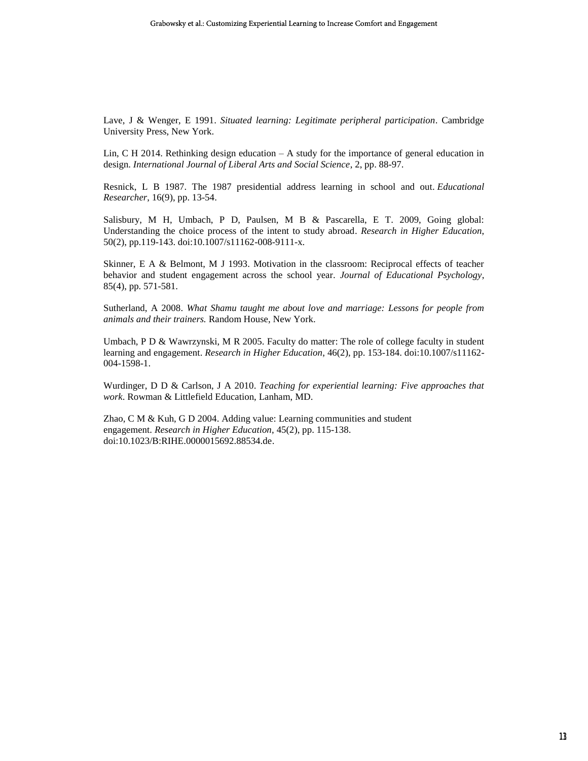Lave, J & Wenger, E 1991. *Situated learning: Legitimate peripheral participation*. Cambridge University Press, New York.

Lin, C H 2014. Rethinking design education – A study for the importance of general education in design. *International Journal of Liberal Arts and Social Science*, 2, pp. 88-97.

Resnick, L B 1987. The 1987 presidential address learning in school and out. *Educational Researcher*, 16(9), pp. 13-54.

Salisbury, M H, Umbach, P D, Paulsen, M B & Pascarella, E T. 2009, Going global: Understanding the choice process of the intent to study abroad. *Research in Higher Education*, 50(2), pp.119-143. doi:10.1007/s11162-008-9111-x.

Skinner, E A & Belmont, M J 1993. Motivation in the classroom: Reciprocal effects of teacher behavior and student engagement across the school year. *Journal of Educational Psychology*, 85(4), pp. 571-581.

Sutherland, A 2008. *What Shamu taught me about love and marriage: Lessons for people from animals and their trainers.* Random House, New York.

Umbach, P D & Wawrzynski, M R 2005. Faculty do matter: The role of college faculty in student learning and engagement. *Research in Higher Education*, 46(2), pp. 153-184. doi:10.1007/s11162-004-1598-1.

Wurdinger, D D & Carlson, J A 2010. *Teaching for experiential learning: Five approaches that work*. Rowman & Littlefield Education, Lanham, MD.

Zhao, C M & Kuh, G D 2004. Adding value: Learning communities and student engagement. *Research in Higher Education*, 45(2), pp. 115-138. doi:10.1023/B:RIHE.0000015692.88534.de.